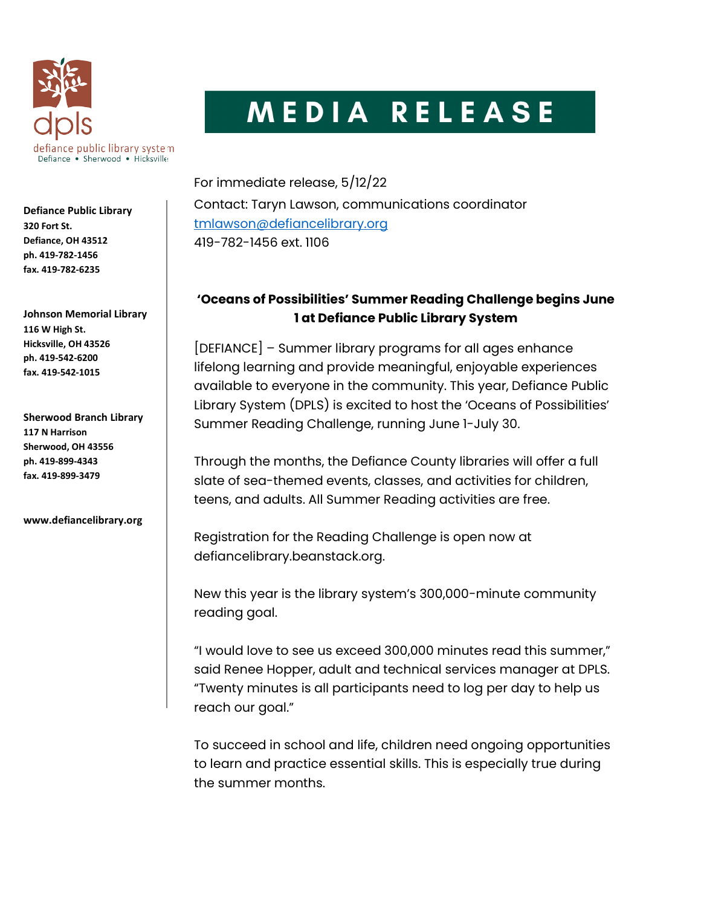dpls

defiance public library system

Defiance • Sherwood • Hicksville

# MEDIA RELEASE

**Defiance Public Library**
**320 Fort St.**
**Defiance, OH 43512**
**ph. 419-782-1456**
**fax. 419-782-6235**

**Johnson Memorial Library**
**116 W High St.**
**Hicksville, OH 43526**
**ph. 419-542-6200**
**fax. 419-542-1015**

**Sherwood Branch Library**
**117 N Harrison**
**Sherwood, OH 43556**
**ph. 419-899-4343**
**fax. 419-899-3479**

**www.defiancelibrary.org**

For immediate release, 5/12/22

Contact: Taryn Lawson, communications coordinator

tmlawson@defiancelibrary.org

419-782-1456 ext. 1106

## 'Oceans of Possibilities' Summer Reading Challenge begins June 1 at Defiance Public Library System

[DEFIANCE] – Summer library programs for all ages enhance lifelong learning and provide meaningful, enjoyable experiences available to everyone in the community. This year, Defiance Public Library System (DPLS) is excited to host the 'Oceans of Possibilities' Summer Reading Challenge, running June 1-July 30.

Through the months, the Defiance County libraries will offer a full slate of sea-themed events, classes, and activities for children, teens, and adults. All Summer Reading activities are free.

Registration for the Reading Challenge is open now at defiancelibrary.beanstack.org.

New this year is the library system's 300,000-minute community reading goal.

"I would love to see us exceed 300,000 minutes read this summer," said Renee Hopper, adult and technical services manager at DPLS. "Twenty minutes is all participants need to log per day to help us reach our goal."

To succeed in school and life, children need ongoing opportunities to learn and practice essential skills. This is especially true during the summer months.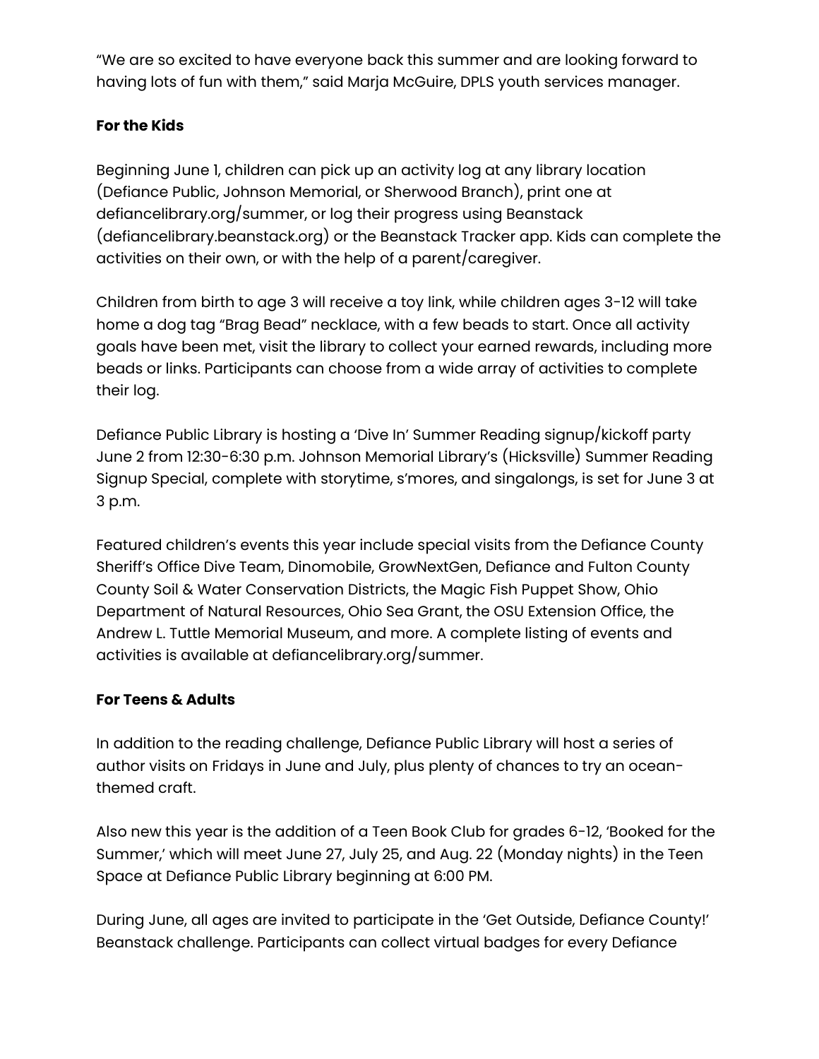"We are so excited to have everyone back this summer and are looking forward to having lots of fun with them," said Marja McGuire, DPLS youth services manager.

**For the Kids**

Beginning June 1, children can pick up an activity log at any library location (Defiance Public, Johnson Memorial, or Sherwood Branch), print one at defiancelibrary.org/summer, or log their progress using Beanstack (defiancelibrary.beanstack.org) or the Beanstack Tracker app. Kids can complete the activities on their own, or with the help of a parent/caregiver.

Children from birth to age 3 will receive a toy link, while children ages 3-12 will take home a dog tag "Brag Bead" necklace, with a few beads to start. Once all activity goals have been met, visit the library to collect your earned rewards, including more beads or links. Participants can choose from a wide array of activities to complete their log.

Defiance Public Library is hosting a 'Dive In' Summer Reading signup/kickoff party June 2 from 12:30-6:30 p.m. Johnson Memorial Library's (Hicksville) Summer Reading Signup Special, complete with storytime, s'mores, and singalongs, is set for June 3 at 3 p.m.

Featured children's events this year include special visits from the Defiance County Sheriff's Office Dive Team, Dinomobile, GrowNextGen, Defiance and Fulton County County Soil & Water Conservation Districts, the Magic Fish Puppet Show, Ohio Department of Natural Resources, Ohio Sea Grant, the OSU Extension Office, the Andrew L. Tuttle Memorial Museum, and more. A complete listing of events and activities is available at defiancelibrary.org/summer.

**For Teens & Adults**

In addition to the reading challenge, Defiance Public Library will host a series of author visits on Fridays in June and July, plus plenty of chances to try an ocean-themed craft.

Also new this year is the addition of a Teen Book Club for grades 6-12, 'Booked for the Summer,' which will meet June 27, July 25, and Aug. 22 (Monday nights) in the Teen Space at Defiance Public Library beginning at 6:00 PM.

During June, all ages are invited to participate in the 'Get Outside, Defiance County!' Beanstack challenge. Participants can collect virtual badges for every Defiance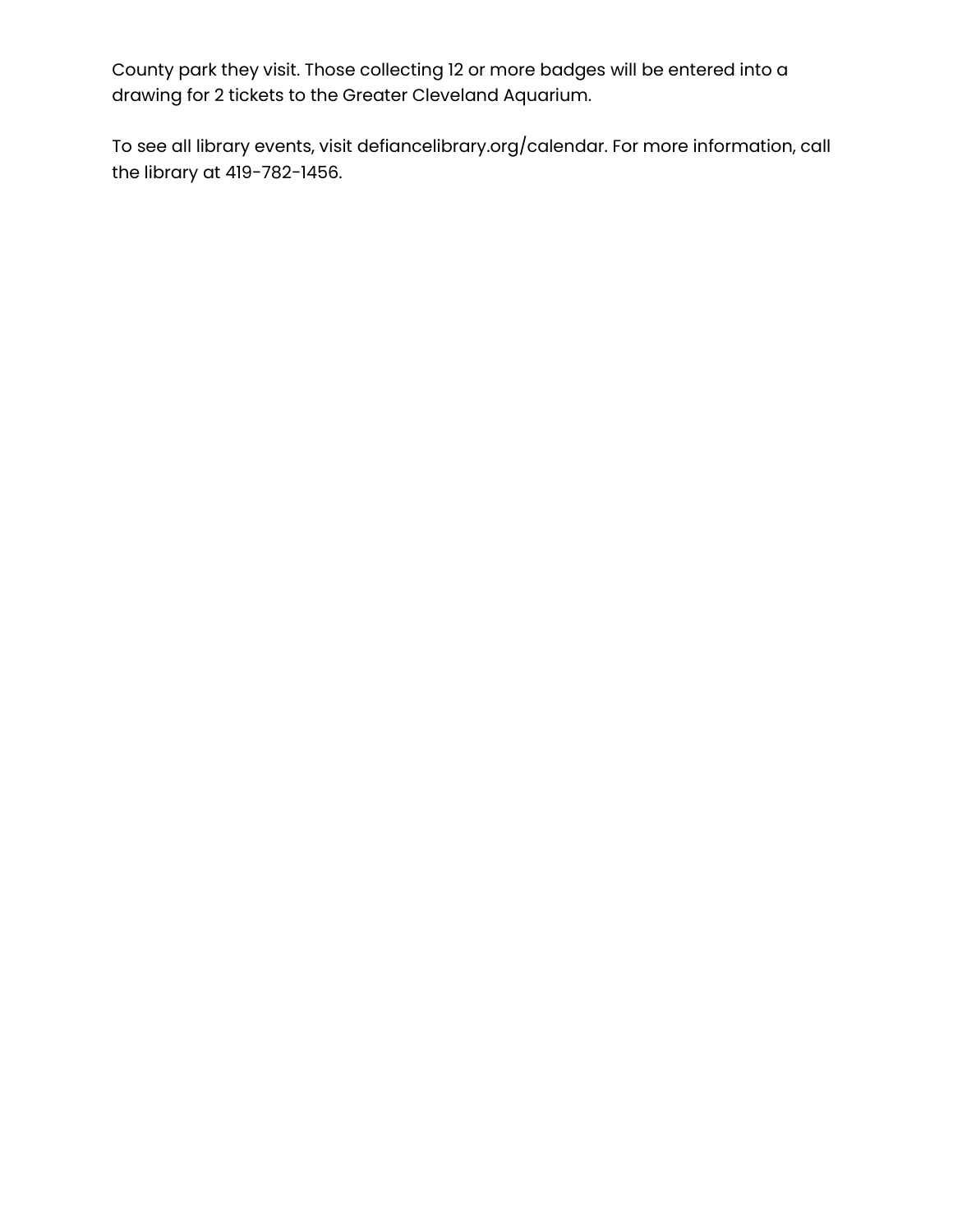County park they visit. Those collecting 12 or more badges will be entered into a drawing for 2 tickets to the Greater Cleveland Aquarium.

To see all library events, visit defiancelibrary.org/calendar. For more information, call the library at 419-782-1456.